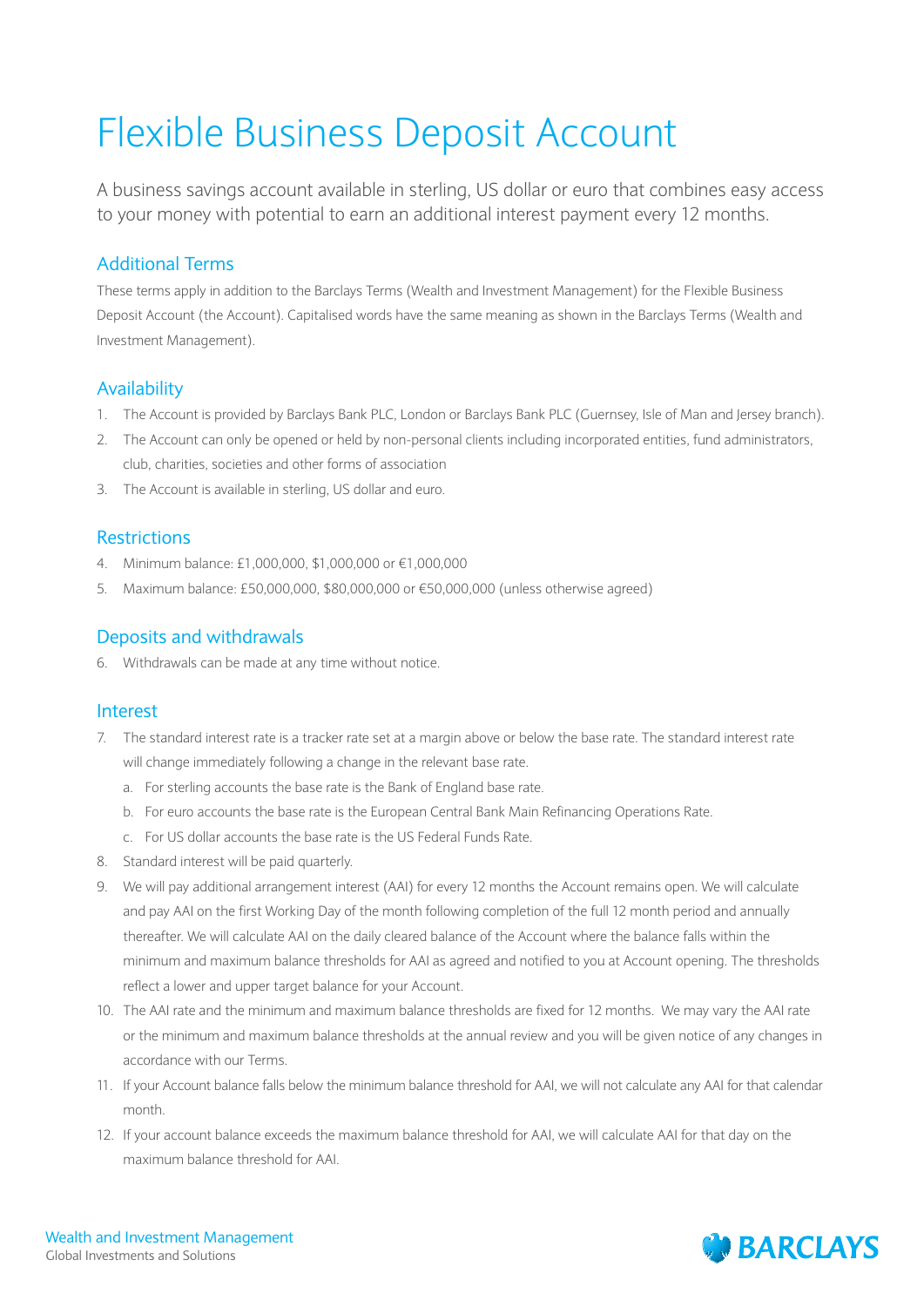# Flexible Business Deposit Account

A business savings account available in sterling, US dollar or euro that combines easy access to your money with potential to earn an additional interest payment every 12 months.

## Additional Terms

These terms apply in addition to the Barclays Terms (Wealth and Investment Management) for the Flexible Business Deposit Account (the Account). Capitalised words have the same meaning as shown in the Barclays Terms (Wealth and Investment Management).

## Availability

1. The Account is provided by Barclays Bank PLC, London or Barclays Bank PLC (Guernsey, Isle of Man and Jersey branch).
2. The Account can only be opened or held by non-personal clients including incorporated entities, fund administrators, club, charities, societies and other forms of association
3. The Account is available in sterling, US dollar and euro.

## Restrictions

4. Minimum balance: £1,000,000, $1,000,000 or €1,000,000
5. Maximum balance: £50,000,000, $80,000,000 or €50,000,000 (unless otherwise agreed)

## Deposits and withdrawals

6. Withdrawals can be made at any time without notice.

## Interest

7. The standard interest rate is a tracker rate set at a margin above or below the base rate. The standard interest rate will change immediately following a change in the relevant base rate.
   a. For sterling accounts the base rate is the Bank of England base rate.
   b. For euro accounts the base rate is the European Central Bank Main Refinancing Operations Rate.
   c. For US dollar accounts the base rate is the US Federal Funds Rate.
8. Standard interest will be paid quarterly.
9. We will pay additional arrangement interest (AAI) for every 12 months the Account remains open. We will calculate and pay AAI on the first Working Day of the month following completion of the full 12 month period and annually thereafter. We will calculate AAI on the daily cleared balance of the Account where the balance falls within the minimum and maximum balance thresholds for AAI as agreed and notified to you at Account opening. The thresholds reflect a lower and upper target balance for your Account.
10. The AAI rate and the minimum and maximum balance thresholds are fixed for 12 months. We may vary the AAI rate or the minimum and maximum balance thresholds at the annual review and you will be given notice of any changes in accordance with our Terms.
11. If your Account balance falls below the minimum balance threshold for AAI, we will not calculate any AAI for that calendar month.
12. If your account balance exceeds the maximum balance threshold for AAI, we will calculate AAI for that day on the maximum balance threshold for AAI.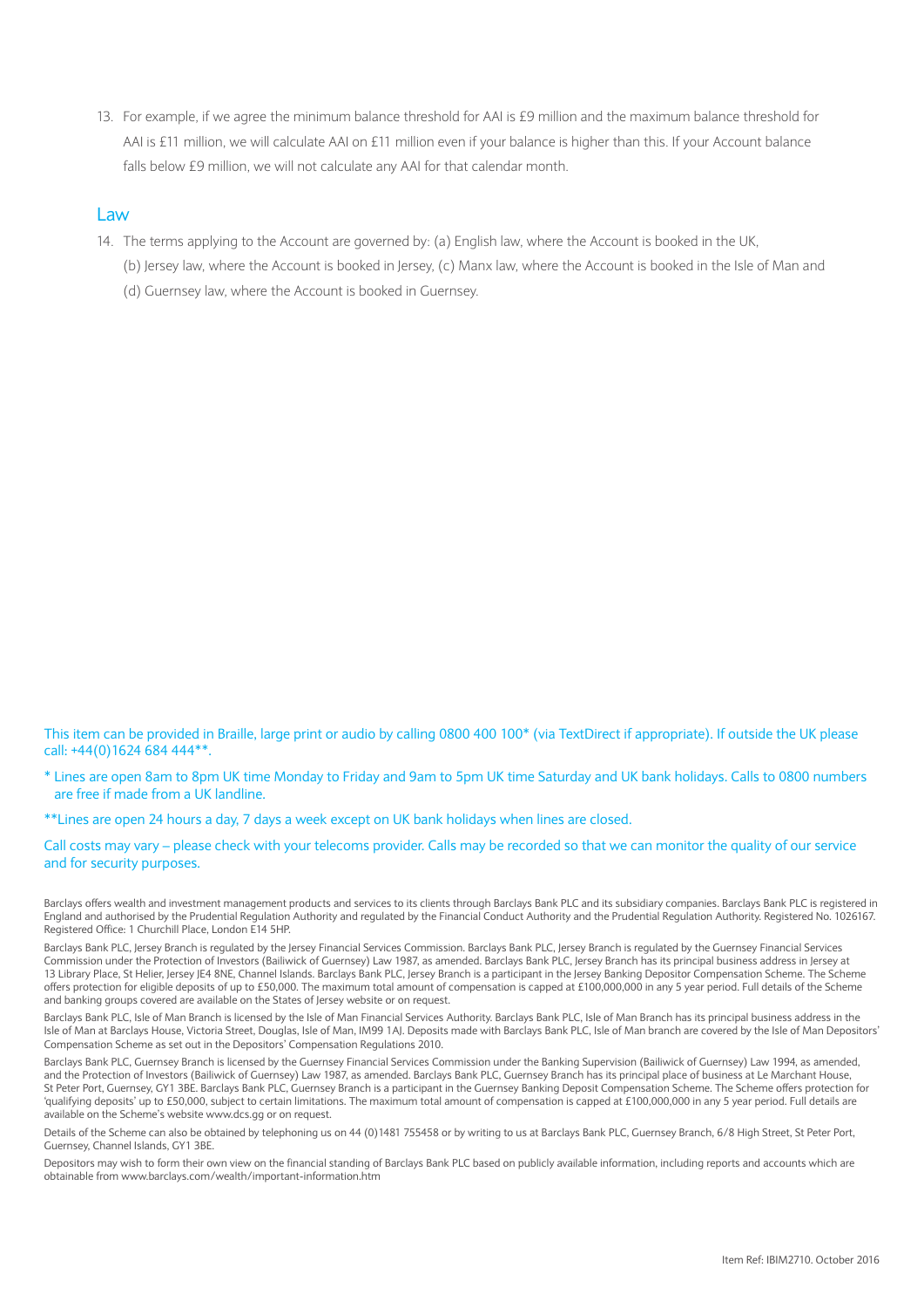13. For example, if we agree the minimum balance threshold for AAI is £9 million and the maximum balance threshold for AAI is £11 million, we will calculate AAI on £11 million even if your balance is higher than this. If your Account balance falls below £9 million, we will not calculate any AAI for that calendar month.

## Law

14. The terms applying to the Account are governed by: (a) English law, where the Account is booked in the UK, (b) Jersey law, where the Account is booked in Jersey, (c) Manx law, where the Account is booked in the Isle of Man and (d) Guernsey law, where the Account is booked in Guernsey.

This item can be provided in Braille, large print or audio by calling 0800 400 100* (via TextDirect if appropriate). If outside the UK please call: +44(0)1624 684 444**.

* Lines are open 8am to 8pm UK time Monday to Friday and 9am to 5pm UK time Saturday and UK bank holidays. Calls to 0800 numbers are free if made from a UK landline.

**Lines are open 24 hours a day, 7 days a week except on UK bank holidays when lines are closed.

Call costs may vary – please check with your telecoms provider. Calls may be recorded so that we can monitor the quality of our service and for security purposes.

Barclays offers wealth and investment management products and services to its clients through Barclays Bank PLC and its subsidiary companies. Barclays Bank PLC is registered in England and authorised by the Prudential Regulation Authority and regulated by the Financial Conduct Authority and the Prudential Regulation Authority. Registered No. 1026167. Registered Office: 1 Churchill Place, London E14 5HP.

Barclays Bank PLC, Jersey Branch is regulated by the Jersey Financial Services Commission. Barclays Bank PLC, Jersey Branch is regulated by the Guernsey Financial Services Commission under the Protection of Investors (Bailiwick of Guernsey) Law 1987, as amended. Barclays Bank PLC, Jersey Branch has its principal business address in Jersey at 13 Library Place, St Helier, Jersey JE4 8NE, Channel Islands. Barclays Bank PLC, Jersey Branch is a participant in the Jersey Banking Depositor Compensation Scheme. The Scheme offers protection for eligible deposits of up to £50,000. The maximum total amount of compensation is capped at £100,000,000 in any 5 year period. Full details of the Scheme and banking groups covered are available on the States of Jersey website or on request.

Barclays Bank PLC, Isle of Man Branch is licensed by the Isle of Man Financial Services Authority. Barclays Bank PLC, Isle of Man Branch has its principal business address in the Isle of Man at Barclays House, Victoria Street, Douglas, Isle of Man, IM99 1AJ. Deposits made with Barclays Bank PLC, Isle of Man branch are covered by the Isle of Man Depositors' Compensation Scheme as set out in the Depositors' Compensation Regulations 2010.

Barclays Bank PLC, Guernsey Branch is licensed by the Guernsey Financial Services Commission under the Banking Supervision (Bailiwick of Guernsey) Law 1994, as amended, and the Protection of Investors (Bailiwick of Guernsey) Law 1987, as amended. Barclays Bank PLC, Guernsey Branch has its principal place of business at Le Marchant House, St Peter Port, Guernsey, GY1 3BE. Barclays Bank PLC, Guernsey Branch is a participant in the Guernsey Banking Deposit Compensation Scheme. The Scheme offers protection for 'qualifying deposits' up to £50,000, subject to certain limitations. The maximum total amount of compensation is capped at £100,000,000 in any 5 year period. Full details are available on the Scheme's website www.dcs.gg or on request.

Details of the Scheme can also be obtained by telephoning us on 44 (0)1481 755458 or by writing to us at Barclays Bank PLC, Guernsey Branch, 6/8 High Street, St Peter Port, Guernsey, Channel Islands, GY1 3BE.

Depositors may wish to form their own view on the financial standing of Barclays Bank PLC based on publicly available information, including reports and accounts which are obtainable from www.barclays.com/wealth/important-information.htm

Item Ref: IBIM2710. October 2016